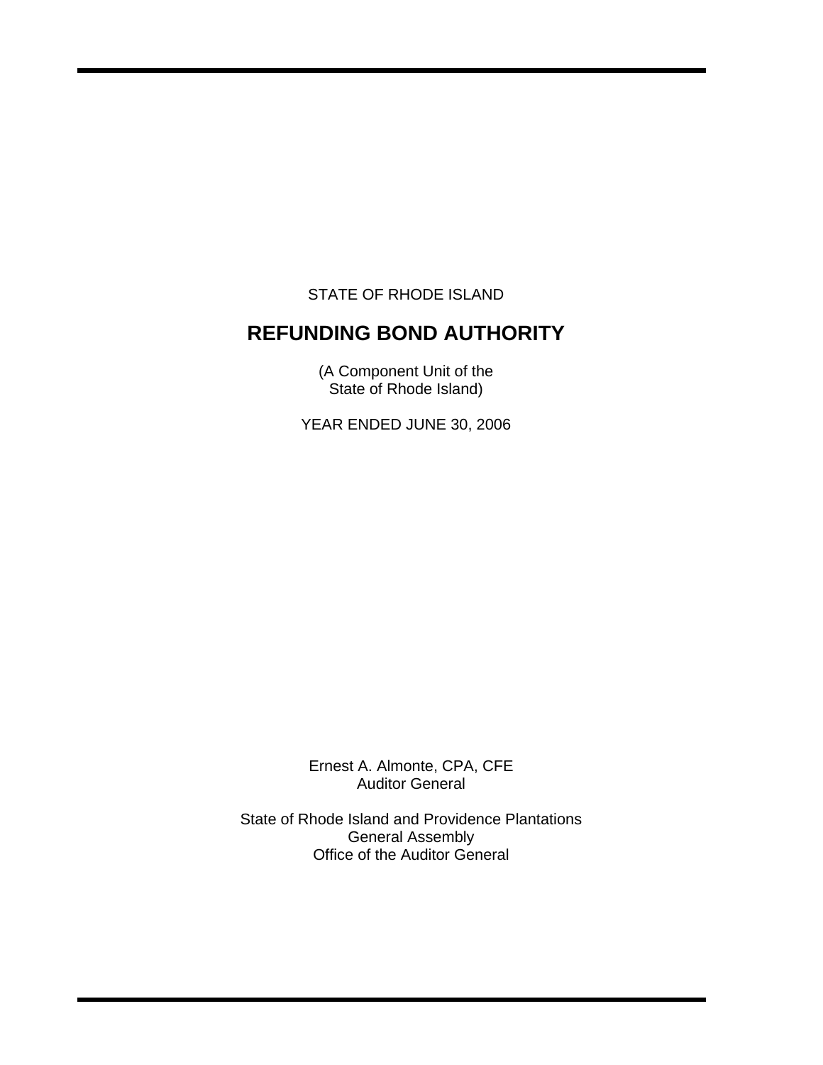STATE OF RHODE ISLAND

# REFUNDING BOND AUTHORITY

(A Component Unit of the
State of Rhode Island)

YEAR ENDED JUNE 30, 2006

Ernest A. Almonte, CPA, CFE
Auditor General

State of Rhode Island and Providence Plantations
General Assembly
Office of the Auditor General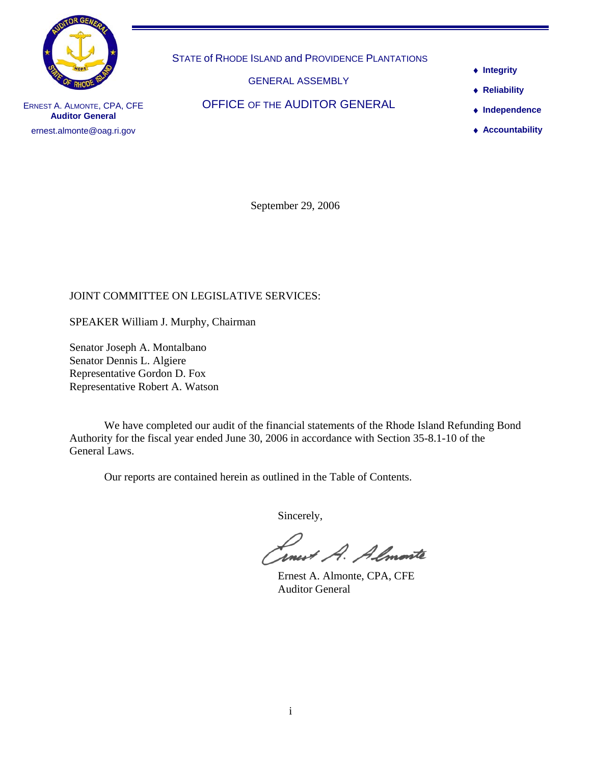STATE of RHODE ISLAND and PROVIDENCE PLANTATIONS

GENERAL ASSEMBLY

OFFICE OF THE AUDITOR GENERAL

ERNEST A. ALMONTE, CPA, CFE
**Auditor General**
ernest.almonte@oag.ri.gov

- **Integrity**
- **Reliability**
- **Independence**
- **Accountability**

September 29, 2006

JOINT COMMITTEE ON LEGISLATIVE SERVICES:

SPEAKER William J. Murphy, Chairman

Senator Joseph A. Montalbano
Senator Dennis L. Algiere
Representative Gordon D. Fox
Representative Robert A. Watson

We have completed our audit of the financial statements of the Rhode Island Refunding Bond Authority for the fiscal year ended June 30, 2006 in accordance with Section 35-8.1-10 of the General Laws.

Our reports are contained herein as outlined in the Table of Contents.

Sincerely,

Ernest A. Almonte, CPA, CFE
Auditor General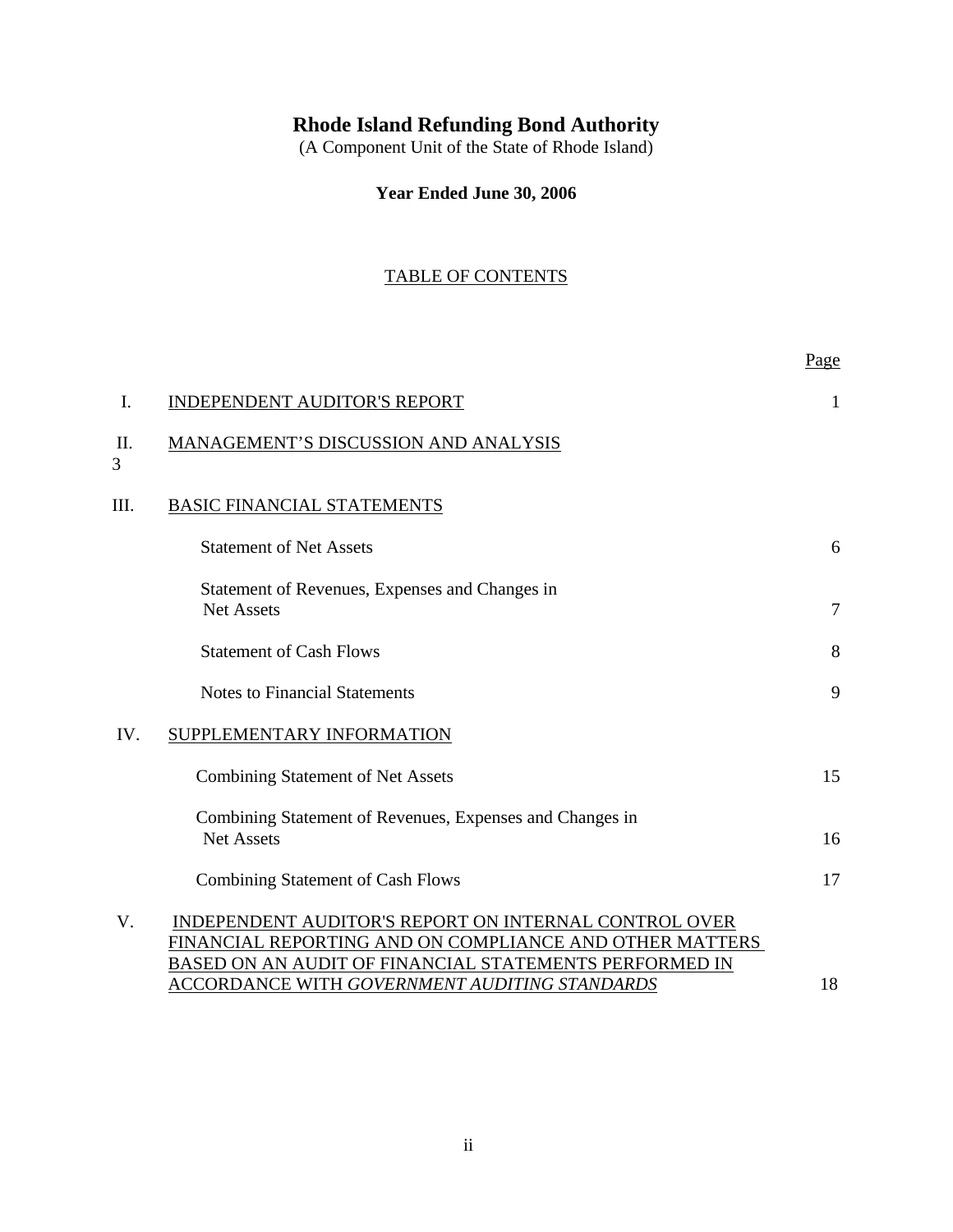# Rhode Island Refunding Bond Authority

(A Component Unit of the State of Rhode Island)

**Year Ended June 30, 2006**

## TABLE OF CONTENTS

| | | Page |
|---|---|---|
| I. | INDEPENDENT AUDITOR'S REPORT | 1 |
| II. | MANAGEMENT'S DISCUSSION AND ANALYSIS | 3 |
| III. | BASIC FINANCIAL STATEMENTS | |
| | Statement of Net Assets | 6 |
| | Statement of Revenues, Expenses and Changes in Net Assets | 7 |
| | Statement of Cash Flows | 8 |
| | Notes to Financial Statements | 9 |
| IV. | SUPPLEMENTARY INFORMATION | |
| | Combining Statement of Net Assets | 15 |
| | Combining Statement of Revenues, Expenses and Changes in Net Assets | 16 |
| | Combining Statement of Cash Flows | 17 |
| V. | INDEPENDENT AUDITOR'S REPORT ON INTERNAL CONTROL OVER FINANCIAL REPORTING AND ON COMPLIANCE AND OTHER MATTERS BASED ON AN AUDIT OF FINANCIAL STATEMENTS PERFORMED IN ACCORDANCE WITH *GOVERNMENT AUDITING STANDARDS* | 18 |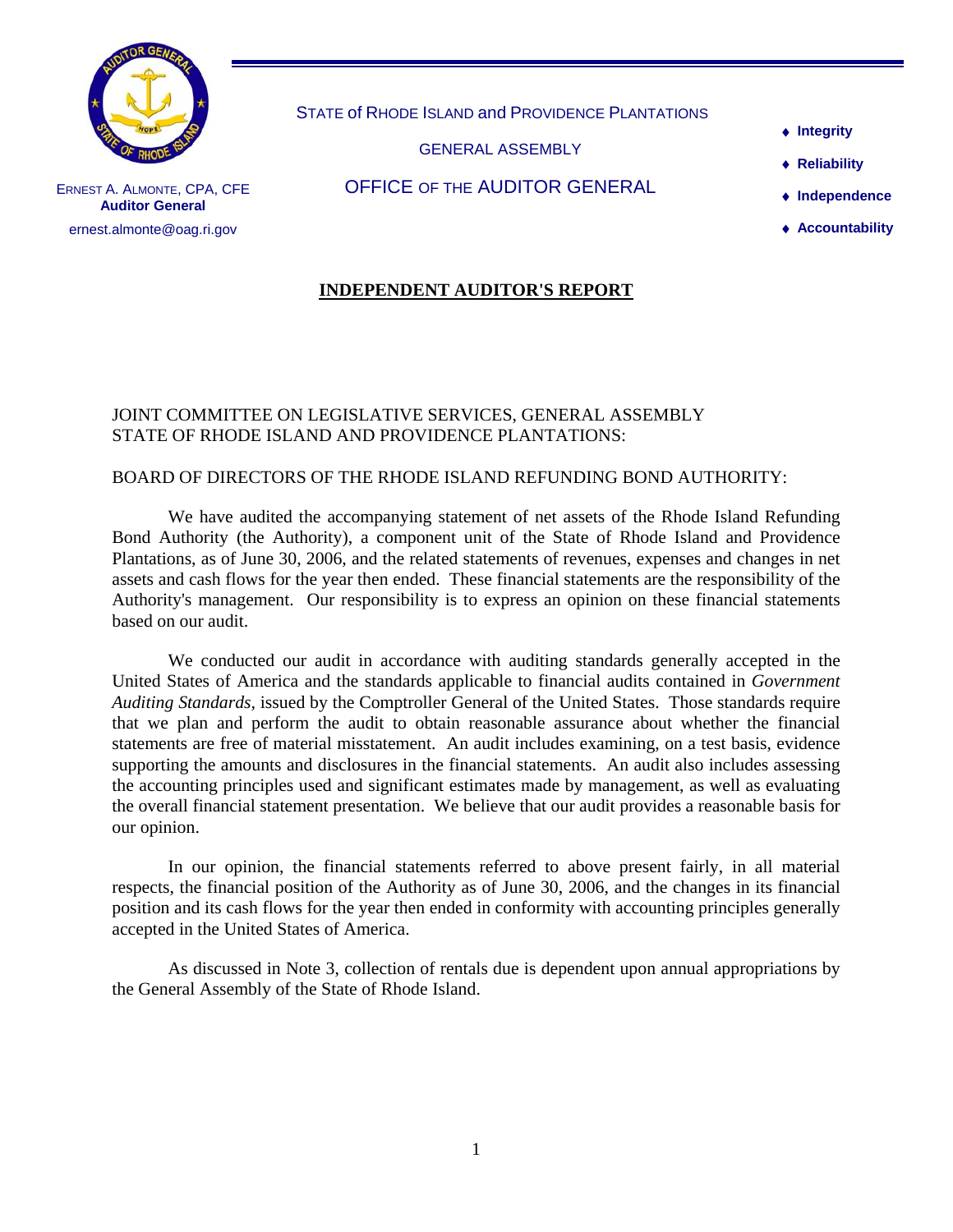STATE of RHODE ISLAND and PROVIDENCE PLANTATIONS

GENERAL ASSEMBLY

OFFICE OF THE AUDITOR GENERAL

ERNEST A. ALMONTE, CPA, CFE
**Auditor General**
ernest.almonte@oag.ri.gov

- **Integrity**
- **Reliability**
- **Independence**
- **Accountability**

## INDEPENDENT AUDITOR'S REPORT

JOINT COMMITTEE ON LEGISLATIVE SERVICES, GENERAL ASSEMBLY
STATE OF RHODE ISLAND AND PROVIDENCE PLANTATIONS:

BOARD OF DIRECTORS OF THE RHODE ISLAND REFUNDING BOND AUTHORITY:

We have audited the accompanying statement of net assets of the Rhode Island Refunding Bond Authority (the Authority), a component unit of the State of Rhode Island and Providence Plantations, as of June 30, 2006, and the related statements of revenues, expenses and changes in net assets and cash flows for the year then ended. These financial statements are the responsibility of the Authority's management. Our responsibility is to express an opinion on these financial statements based on our audit.

We conducted our audit in accordance with auditing standards generally accepted in the United States of America and the standards applicable to financial audits contained in *Government Auditing Standards*, issued by the Comptroller General of the United States. Those standards require that we plan and perform the audit to obtain reasonable assurance about whether the financial statements are free of material misstatement. An audit includes examining, on a test basis, evidence supporting the amounts and disclosures in the financial statements. An audit also includes assessing the accounting principles used and significant estimates made by management, as well as evaluating the overall financial statement presentation. We believe that our audit provides a reasonable basis for our opinion.

In our opinion, the financial statements referred to above present fairly, in all material respects, the financial position of the Authority as of June 30, 2006, and the changes in its financial position and its cash flows for the year then ended in conformity with accounting principles generally accepted in the United States of America.

As discussed in Note 3, collection of rentals due is dependent upon annual appropriations by the General Assembly of the State of Rhode Island.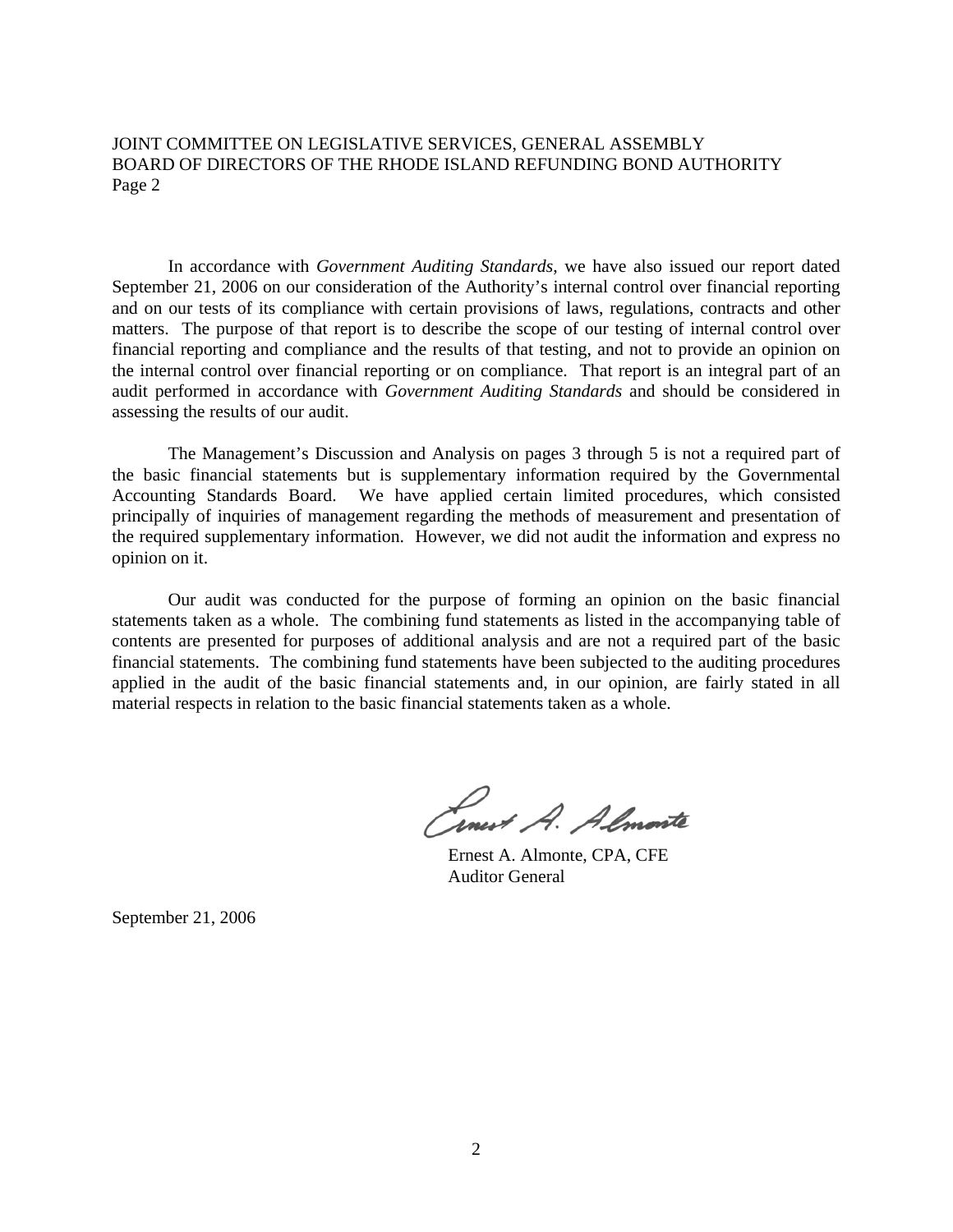JOINT COMMITTEE ON LEGISLATIVE SERVICES, GENERAL ASSEMBLY
BOARD OF DIRECTORS OF THE RHODE ISLAND REFUNDING BOND AUTHORITY
Page 2

In accordance with *Government Auditing Standards*, we have also issued our report dated September 21, 2006 on our consideration of the Authority's internal control over financial reporting and on our tests of its compliance with certain provisions of laws, regulations, contracts and other matters. The purpose of that report is to describe the scope of our testing of internal control over financial reporting and compliance and the results of that testing, and not to provide an opinion on the internal control over financial reporting or on compliance. That report is an integral part of an audit performed in accordance with *Government Auditing Standards* and should be considered in assessing the results of our audit.

The Management's Discussion and Analysis on pages 3 through 5 is not a required part of the basic financial statements but is supplementary information required by the Governmental Accounting Standards Board. We have applied certain limited procedures, which consisted principally of inquiries of management regarding the methods of measurement and presentation of the required supplementary information. However, we did not audit the information and express no opinion on it.

Our audit was conducted for the purpose of forming an opinion on the basic financial statements taken as a whole. The combining fund statements as listed in the accompanying table of contents are presented for purposes of additional analysis and are not a required part of the basic financial statements. The combining fund statements have been subjected to the auditing procedures applied in the audit of the basic financial statements and, in our opinion, are fairly stated in all material respects in relation to the basic financial statements taken as a whole.

Ernest A. Almonte, CPA, CFE
Auditor General

September 21, 2006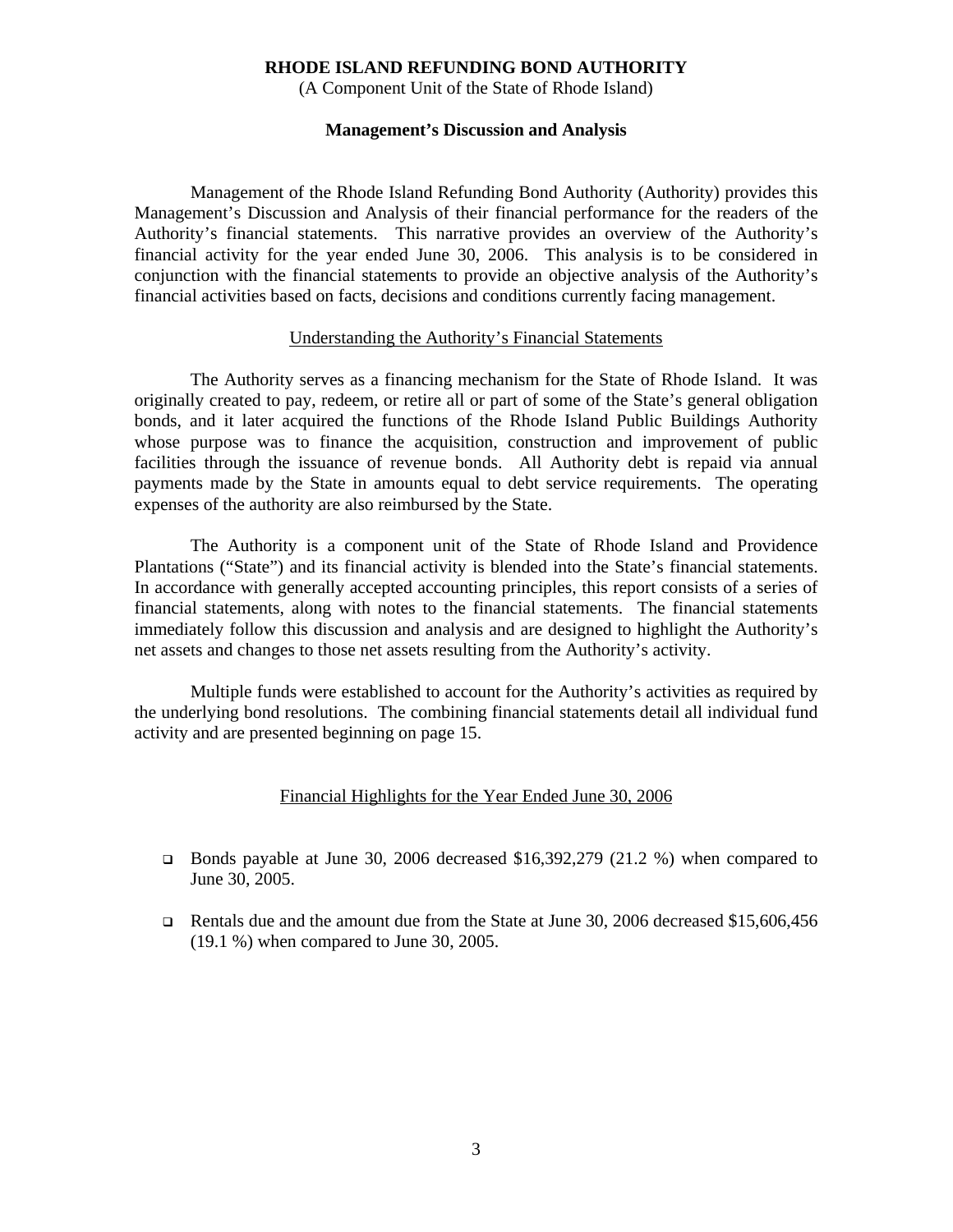**RHODE ISLAND REFUNDING BOND AUTHORITY**

(A Component Unit of the State of Rhode Island)

**Management's Discussion and Analysis**

Management of the Rhode Island Refunding Bond Authority (Authority) provides this Management's Discussion and Analysis of their financial performance for the readers of the Authority's financial statements. This narrative provides an overview of the Authority's financial activity for the year ended June 30, 2006. This analysis is to be considered in conjunction with the financial statements to provide an objective analysis of the Authority's financial activities based on facts, decisions and conditions currently facing management.

Understanding the Authority's Financial Statements

The Authority serves as a financing mechanism for the State of Rhode Island. It was originally created to pay, redeem, or retire all or part of some of the State's general obligation bonds, and it later acquired the functions of the Rhode Island Public Buildings Authority whose purpose was to finance the acquisition, construction and improvement of public facilities through the issuance of revenue bonds. All Authority debt is repaid via annual payments made by the State in amounts equal to debt service requirements. The operating expenses of the authority are also reimbursed by the State.

The Authority is a component unit of the State of Rhode Island and Providence Plantations ("State") and its financial activity is blended into the State's financial statements. In accordance with generally accepted accounting principles, this report consists of a series of financial statements, along with notes to the financial statements. The financial statements immediately follow this discussion and analysis and are designed to highlight the Authority's net assets and changes to those net assets resulting from the Authority's activity.

Multiple funds were established to account for the Authority's activities as required by the underlying bond resolutions. The combining financial statements detail all individual fund activity and are presented beginning on page 15.

Financial Highlights for the Year Ended June 30, 2006

- Bonds payable at June 30, 2006 decreased $16,392,279 (21.2 %) when compared to June 30, 2005.
- Rentals due and the amount due from the State at June 30, 2006 decreased $15,606,456 (19.1 %) when compared to June 30, 2005.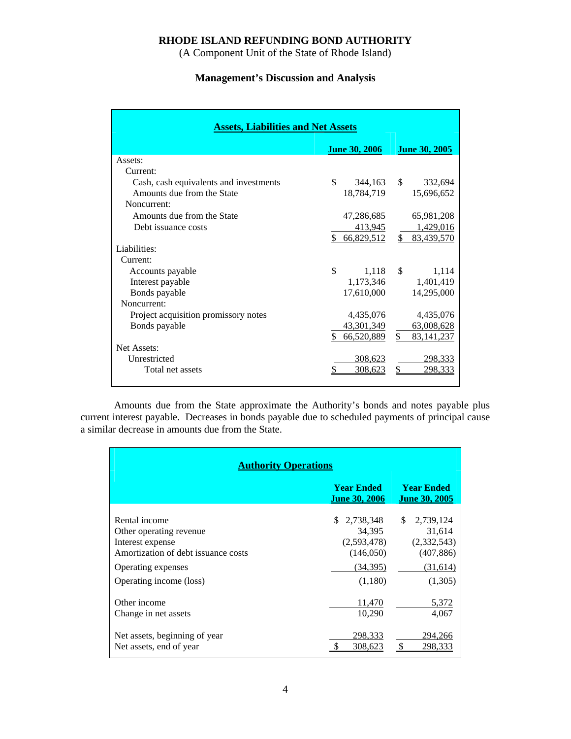# RHODE ISLAND REFUNDING BOND AUTHORITY

(A Component Unit of the State of Rhode Island)

## Management's Discussion and Analysis

**Assets, Liabilities and Net Assets**

| | June 30, 2006 | June 30, 2005 |
|---|---|---|
| Assets: | | |
| Current: | | |
| Cash, cash equivalents and investments | $ 344,163 | $ 332,694 |
| Amounts due from the State | 18,784,719 | 15,696,652 |
| Noncurrent: | | |
| Amounts due from the State | 47,286,685 | 65,981,208 |
| Debt issuance costs | 413,945 | 1,429,016 |
| | $ 66,829,512 | $ 83,439,570 |
| Liabilities: | | |
| Current: | | |
| Accounts payable | $ 1,118 | $ 1,114 |
| Interest payable | 1,173,346 | 1,401,419 |
| Bonds payable | 17,610,000 | 14,295,000 |
| Noncurrent: | | |
| Project acquisition promissory notes | 4,435,076 | 4,435,076 |
| Bonds payable | 43,301,349 | 63,008,628 |
| | $ 66,520,889 | $ 83,141,237 |
| Net Assets: | | |
| Unrestricted | 308,623 | 298,333 |
| Total net assets | $ 308,623 | $ 298,333 |

Amounts due from the State approximate the Authority's bonds and notes payable plus current interest payable. Decreases in bonds payable due to scheduled payments of principal cause a similar decrease in amounts due from the State.

**Authority Operations**

| | Year Ended June 30, 2006 | Year Ended June 30, 2005 |
|---|---|---|
| Rental income | $ 2,738,348 | $ 2,739,124 |
| Other operating revenue | 34,395 | 31,614 |
| Interest expense | (2,593,478) | (2,332,543) |
| Amortization of debt issuance costs | (146,050) | (407,886) |
| Operating expenses | (34,395) | (31,614) |
| Operating income (loss) | (1,180) | (1,305) |
| Other income | 11,470 | 5,372 |
| Change in net assets | 10,290 | 4,067 |
| Net assets, beginning of year | 298,333 | 294,266 |
| Net assets, end of year | $ 308,623 | $ 298,333 |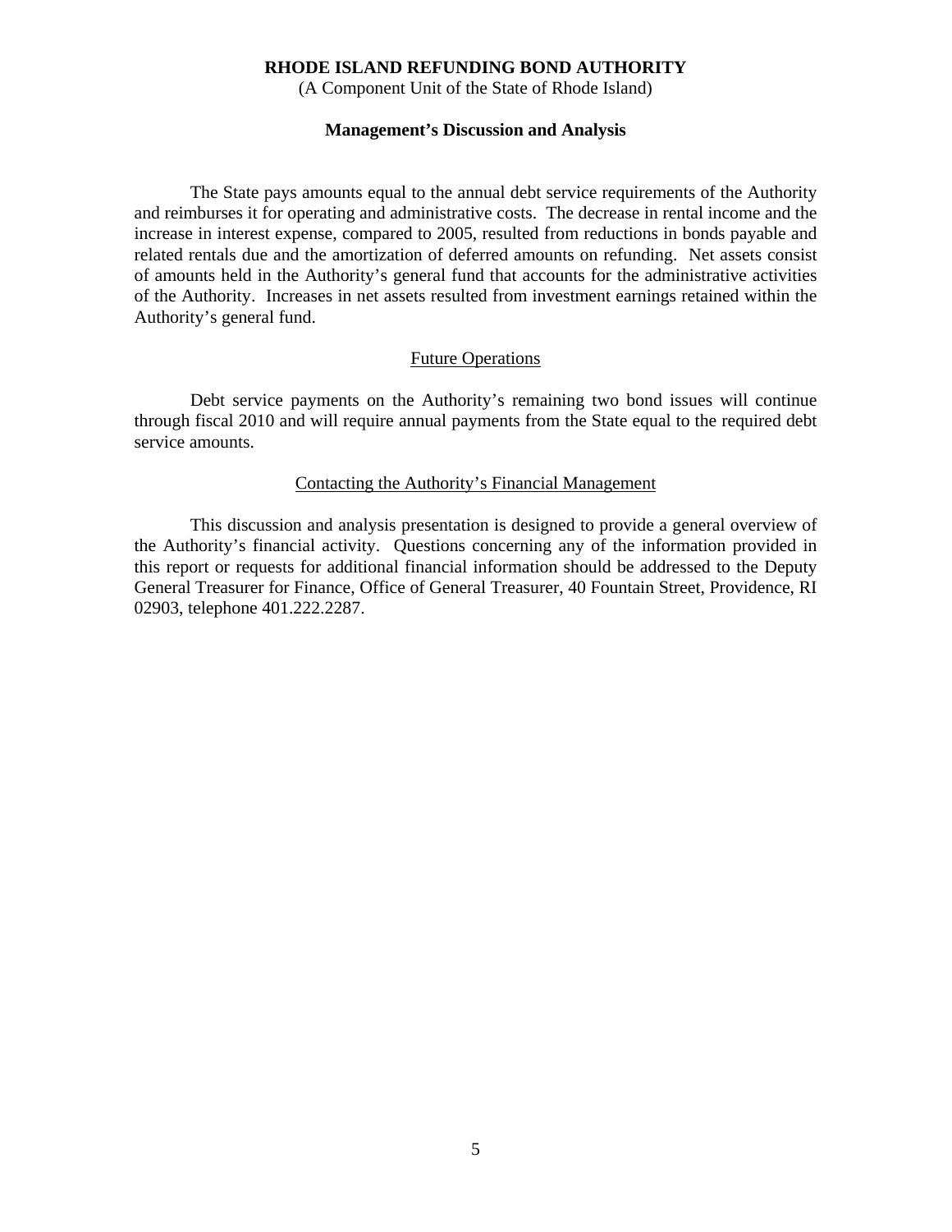The State pays amounts equal to the annual debt service requirements of the Authority and reimburses it for operating and administrative costs. The decrease in rental income and the increase in interest expense, compared to 2005, resulted from reductions in bonds payable and related rentals due and the amortization of deferred amounts on refunding. Net assets consist of amounts held in the Authority's general fund that accounts for the administrative activities of the Authority. Increases in net assets resulted from investment earnings retained within the Authority's general fund.

## Future Operations

Debt service payments on the Authority's remaining two bond issues will continue through fiscal 2010 and will require annual payments from the State equal to the required debt service amounts.

## Contacting the Authority's Financial Management

This discussion and analysis presentation is designed to provide a general overview of the Authority's financial activity. Questions concerning any of the information provided in this report or requests for additional financial information should be addressed to the Deputy General Treasurer for Finance, Office of General Treasurer, 40 Fountain Street, Providence, RI 02903, telephone 401.222.2287.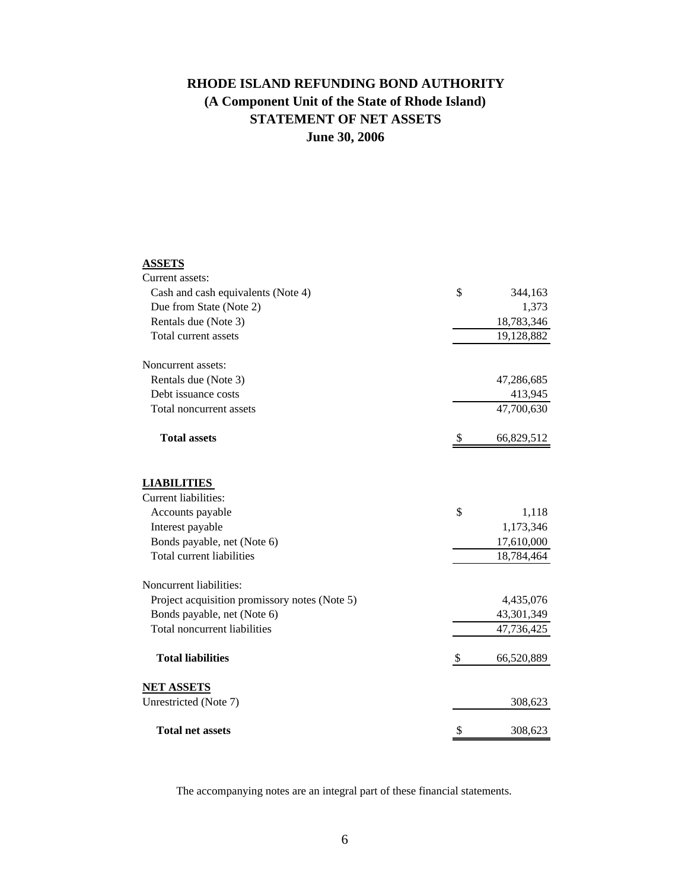# RHODE ISLAND REFUNDING BOND AUTHORITY
## (A Component Unit of the State of Rhode Island)
## STATEMENT OF NET ASSETS
## June 30, 2006

| | | |
|---|---|---|
| **ASSETS** | | |
| Current assets: | | |
| Cash and cash equivalents (Note 4) | $ | 344,163 |
| Due from State (Note 2) | | 1,373 |
| Rentals due (Note 3) | | 18,783,346 |
| Total current assets | | 19,128,882 |
| Noncurrent assets: | | |
| Rentals due (Note 3) | | 47,286,685 |
| Debt issuance costs | | 413,945 |
| Total noncurrent assets | | 47,700,630 |
| **Total assets** | $ | 66,829,512 |
| **LIABILITIES** | | |
| Current liabilities: | | |
| Accounts payable | $ | 1,118 |
| Interest payable | | 1,173,346 |
| Bonds payable, net (Note 6) | | 17,610,000 |
| Total current liabilities | | 18,784,464 |
| Noncurrent liabilities: | | |
| Project acquisition promissory notes (Note 5) | | 4,435,076 |
| Bonds payable, net (Note 6) | | 43,301,349 |
| Total noncurrent liabilities | | 47,736,425 |
| **Total liabilities** | $ | 66,520,889 |
| **NET ASSETS** | | |
| Unrestricted (Note 7) | | 308,623 |
| **Total net assets** | $ | 308,623 |

The accompanying notes are an integral part of these financial statements.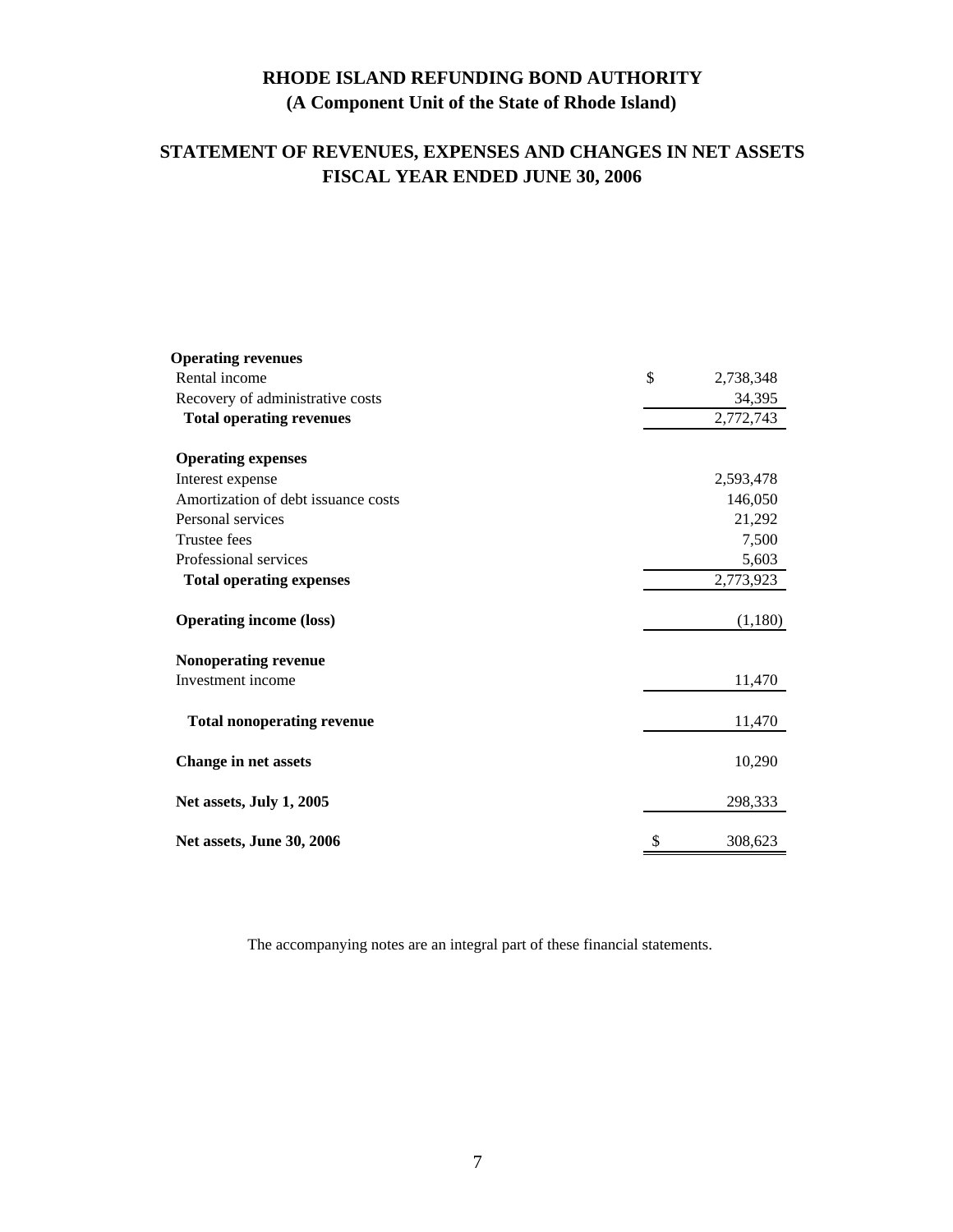# RHODE ISLAND REFUNDING BOND AUTHORITY
## (A Component Unit of the State of Rhode Island)

## STATEMENT OF REVENUES, EXPENSES AND CHANGES IN NET ASSETS
## FISCAL YEAR ENDED JUNE 30, 2006

| | |
|---|---|
| **Operating revenues** | |
| Rental income | $ 2,738,348 |
| Recovery of administrative costs | 34,395 |
| **Total operating revenues** | 2,772,743 |
| | |
| **Operating expenses** | |
| Interest expense | 2,593,478 |
| Amortization of debt issuance costs | 146,050 |
| Personal services | 21,292 |
| Trustee fees | 7,500 |
| Professional services | 5,603 |
| **Total operating expenses** | 2,773,923 |
| | |
| **Operating income (loss)** | (1,180) |
| | |
| **Nonoperating revenue** | |
| Investment income | 11,470 |
| | |
| **Total nonoperating revenue** | 11,470 |
| | |
| **Change in net assets** | 10,290 |
| | |
| **Net assets, July 1, 2005** | 298,333 |
| | |
| **Net assets, June 30, 2006** | $ 308,623 |

The accompanying notes are an integral part of these financial statements.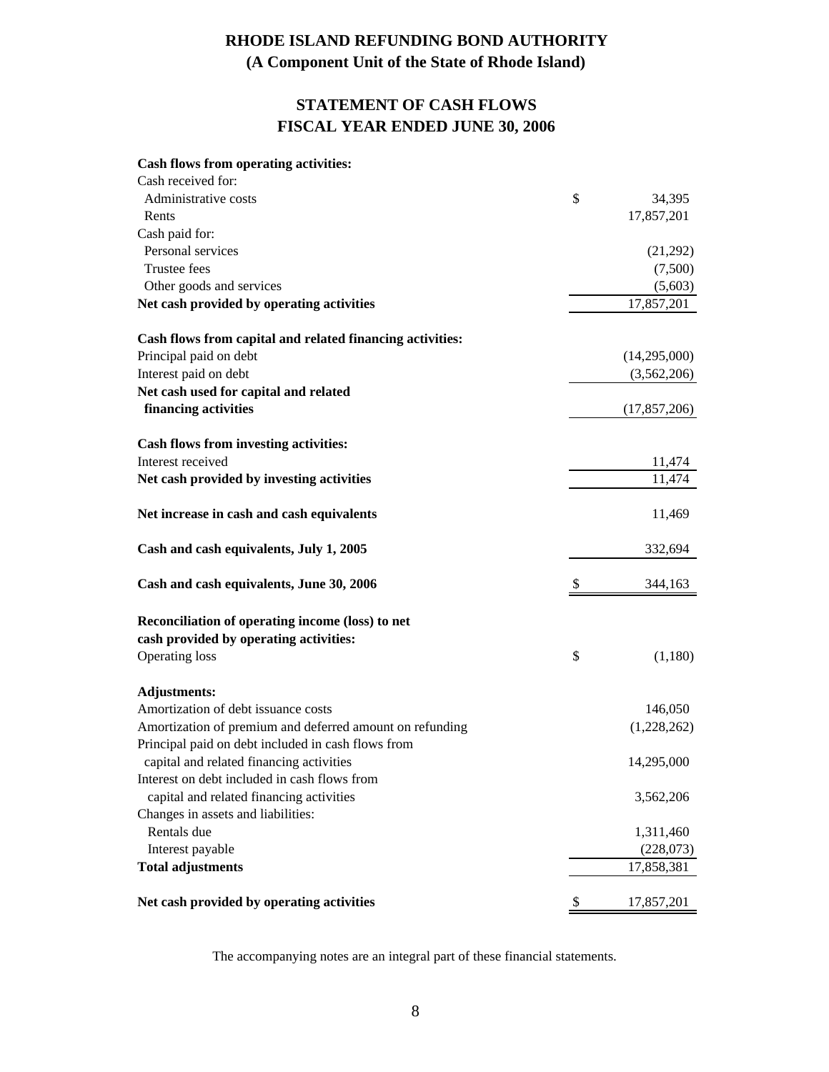# RHODE ISLAND REFUNDING BOND AUTHORITY
## (A Component Unit of the State of Rhode Island)

## STATEMENT OF CASH FLOWS
## FISCAL YEAR ENDED JUNE 30, 2006

| | |
|---|---|
| **Cash flows from operating activities:** | |
| Cash received for: | |
| Administrative costs | $ 34,395 |
| Rents | 17,857,201 |
| Cash paid for: | |
| Personal services | (21,292) |
| Trustee fees | (7,500) |
| Other goods and services | (5,603) |
| **Net cash provided by operating activities** | 17,857,201 |
| | |
| **Cash flows from capital and related financing activities:** | |
| Principal paid on debt | (14,295,000) |
| Interest paid on debt | (3,562,206) |
| **Net cash used for capital and related financing activities** | (17,857,206) |
| | |
| **Cash flows from investing activities:** | |
| Interest received | 11,474 |
| **Net cash provided by investing activities** | 11,474 |
| | |
| **Net increase in cash and cash equivalents** | 11,469 |
| | |
| **Cash and cash equivalents, July 1, 2005** | 332,694 |
| | |
| **Cash and cash equivalents, June 30, 2006** | $ 344,163 |
| | |
| **Reconciliation of operating income (loss) to net cash provided by operating activities:** | |
| Operating loss | $ (1,180) |
| | |
| **Adjustments:** | |
| Amortization of debt issuance costs | 146,050 |
| Amortization of premium and deferred amount on refunding | (1,228,262) |
| Principal paid on debt included in cash flows from capital and related financing activities | 14,295,000 |
| Interest on debt included in cash flows from capital and related financing activities | 3,562,206 |
| Changes in assets and liabilities: | |
| Rentals due | 1,311,460 |
| Interest payable | (228,073) |
| **Total adjustments** | 17,858,381 |
| | |
| **Net cash provided by operating activities** | $ 17,857,201 |

The accompanying notes are an integral part of these financial statements.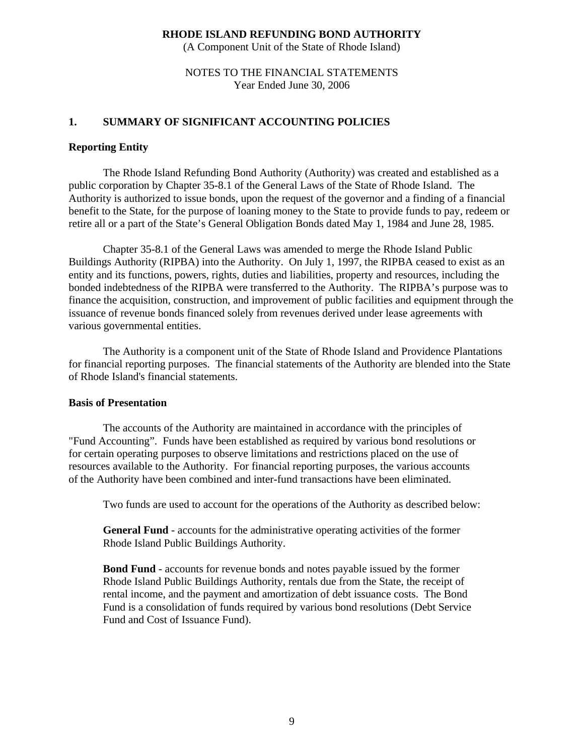# RHODE ISLAND REFUNDING BOND AUTHORITY

(A Component Unit of the State of Rhode Island)

NOTES TO THE FINANCIAL STATEMENTS
Year Ended June 30, 2006

## 1. SUMMARY OF SIGNIFICANT ACCOUNTING POLICIES

### Reporting Entity

The Rhode Island Refunding Bond Authority (Authority) was created and established as a public corporation by Chapter 35-8.1 of the General Laws of the State of Rhode Island. The Authority is authorized to issue bonds, upon the request of the governor and a finding of a financial benefit to the State, for the purpose of loaning money to the State to provide funds to pay, redeem or retire all or a part of the State's General Obligation Bonds dated May 1, 1984 and June 28, 1985.

Chapter 35-8.1 of the General Laws was amended to merge the Rhode Island Public Buildings Authority (RIPBA) into the Authority. On July 1, 1997, the RIPBA ceased to exist as an entity and its functions, powers, rights, duties and liabilities, property and resources, including the bonded indebtedness of the RIPBA were transferred to the Authority. The RIPBA's purpose was to finance the acquisition, construction, and improvement of public facilities and equipment through the issuance of revenue bonds financed solely from revenues derived under lease agreements with various governmental entities.

The Authority is a component unit of the State of Rhode Island and Providence Plantations for financial reporting purposes. The financial statements of the Authority are blended into the State of Rhode Island's financial statements.

### Basis of Presentation

The accounts of the Authority are maintained in accordance with the principles of "Fund Accounting". Funds have been established as required by various bond resolutions or for certain operating purposes to observe limitations and restrictions placed on the use of resources available to the Authority. For financial reporting purposes, the various accounts of the Authority have been combined and inter-fund transactions have been eliminated.

Two funds are used to account for the operations of the Authority as described below:

**General Fund** - accounts for the administrative operating activities of the former Rhode Island Public Buildings Authority.

**Bond Fund** - accounts for revenue bonds and notes payable issued by the former Rhode Island Public Buildings Authority, rentals due from the State, the receipt of rental income, and the payment and amortization of debt issuance costs. The Bond Fund is a consolidation of funds required by various bond resolutions (Debt Service Fund and Cost of Issuance Fund).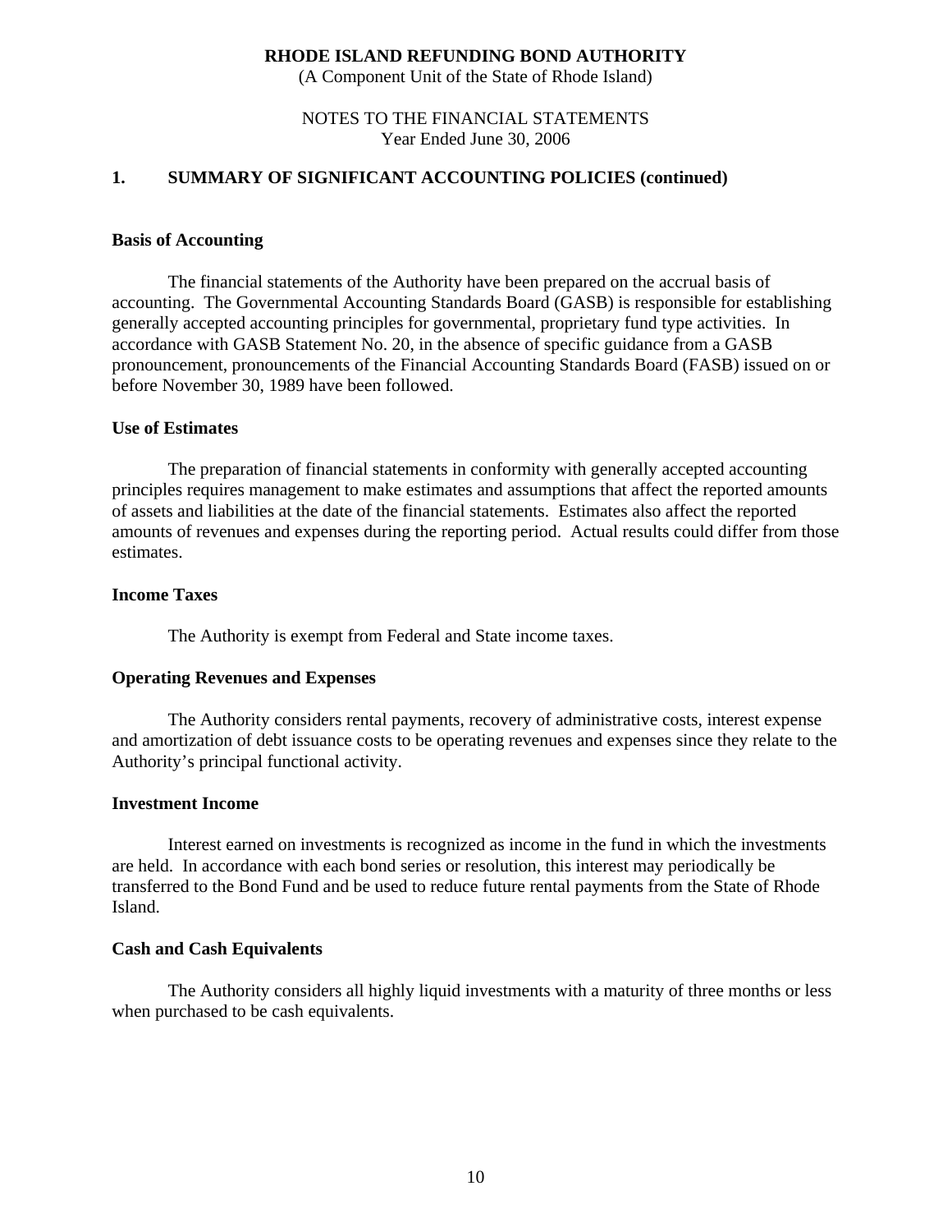**RHODE ISLAND REFUNDING BOND AUTHORITY**
(A Component Unit of the State of Rhode Island)

NOTES TO THE FINANCIAL STATEMENTS
Year Ended June 30, 2006

## 1. SUMMARY OF SIGNIFICANT ACCOUNTING POLICIES (continued)

### Basis of Accounting

The financial statements of the Authority have been prepared on the accrual basis of accounting. The Governmental Accounting Standards Board (GASB) is responsible for establishing generally accepted accounting principles for governmental, proprietary fund type activities. In accordance with GASB Statement No. 20, in the absence of specific guidance from a GASB pronouncement, pronouncements of the Financial Accounting Standards Board (FASB) issued on or before November 30, 1989 have been followed.

### Use of Estimates

The preparation of financial statements in conformity with generally accepted accounting principles requires management to make estimates and assumptions that affect the reported amounts of assets and liabilities at the date of the financial statements. Estimates also affect the reported amounts of revenues and expenses during the reporting period. Actual results could differ from those estimates.

### Income Taxes

The Authority is exempt from Federal and State income taxes.

### Operating Revenues and Expenses

The Authority considers rental payments, recovery of administrative costs, interest expense and amortization of debt issuance costs to be operating revenues and expenses since they relate to the Authority's principal functional activity.

### Investment Income

Interest earned on investments is recognized as income in the fund in which the investments are held. In accordance with each bond series or resolution, this interest may periodically be transferred to the Bond Fund and be used to reduce future rental payments from the State of Rhode Island.

### Cash and Cash Equivalents

The Authority considers all highly liquid investments with a maturity of three months or less when purchased to be cash equivalents.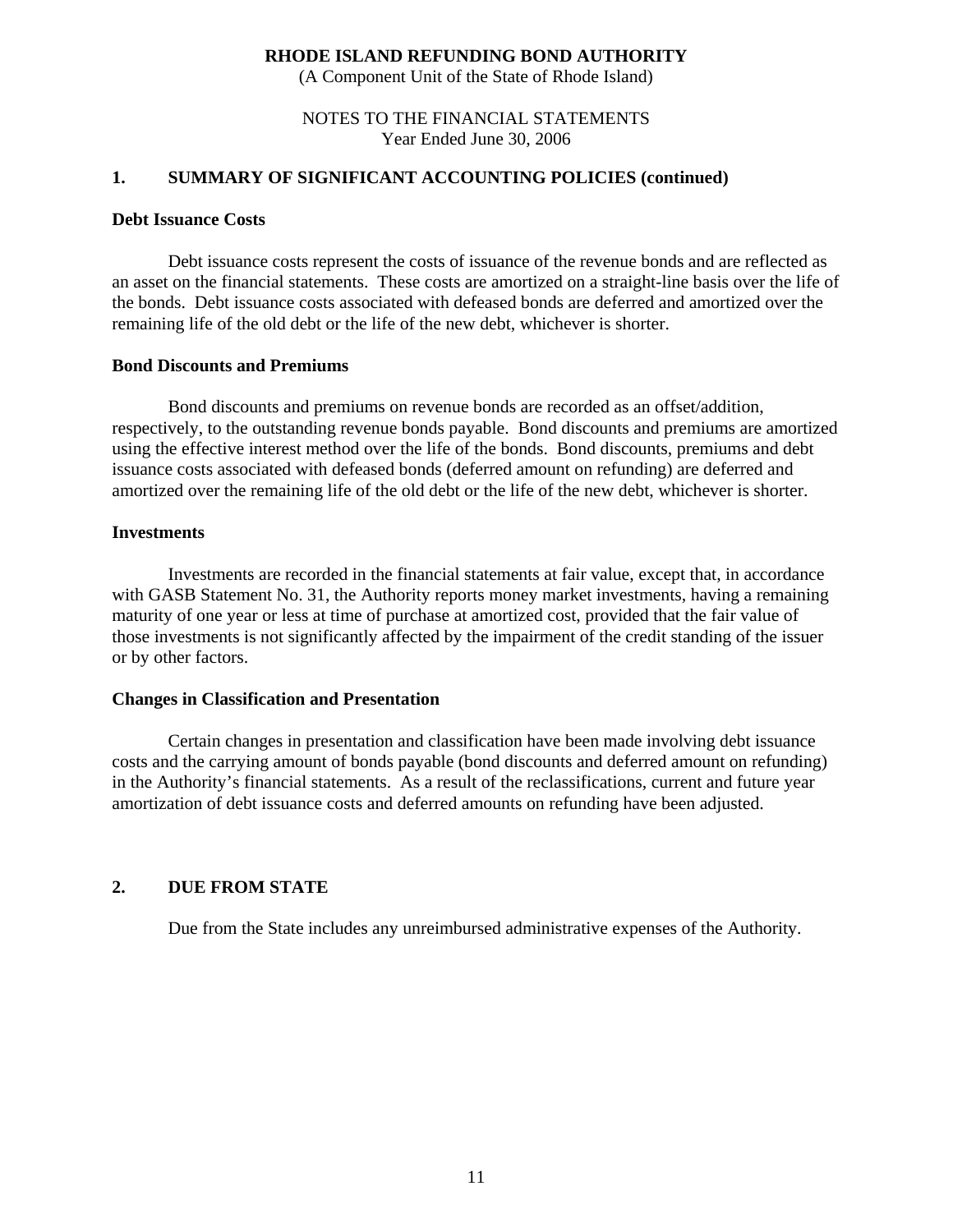# RHODE ISLAND REFUNDING BOND AUTHORITY

(A Component Unit of the State of Rhode Island)

NOTES TO THE FINANCIAL STATEMENTS
Year Ended June 30, 2006

## 1. SUMMARY OF SIGNIFICANT ACCOUNTING POLICIES (continued)

### Debt Issuance Costs

Debt issuance costs represent the costs of issuance of the revenue bonds and are reflected as an asset on the financial statements. These costs are amortized on a straight-line basis over the life of the bonds. Debt issuance costs associated with defeased bonds are deferred and amortized over the remaining life of the old debt or the life of the new debt, whichever is shorter.

### Bond Discounts and Premiums

Bond discounts and premiums on revenue bonds are recorded as an offset/addition, respectively, to the outstanding revenue bonds payable. Bond discounts and premiums are amortized using the effective interest method over the life of the bonds. Bond discounts, premiums and debt issuance costs associated with defeased bonds (deferred amount on refunding) are deferred and amortized over the remaining life of the old debt or the life of the new debt, whichever is shorter.

### Investments

Investments are recorded in the financial statements at fair value, except that, in accordance with GASB Statement No. 31, the Authority reports money market investments, having a remaining maturity of one year or less at time of purchase at amortized cost, provided that the fair value of those investments is not significantly affected by the impairment of the credit standing of the issuer or by other factors.

### Changes in Classification and Presentation

Certain changes in presentation and classification have been made involving debt issuance costs and the carrying amount of bonds payable (bond discounts and deferred amount on refunding) in the Authority's financial statements. As a result of the reclassifications, current and future year amortization of debt issuance costs and deferred amounts on refunding have been adjusted.

## 2. DUE FROM STATE

Due from the State includes any unreimbursed administrative expenses of the Authority.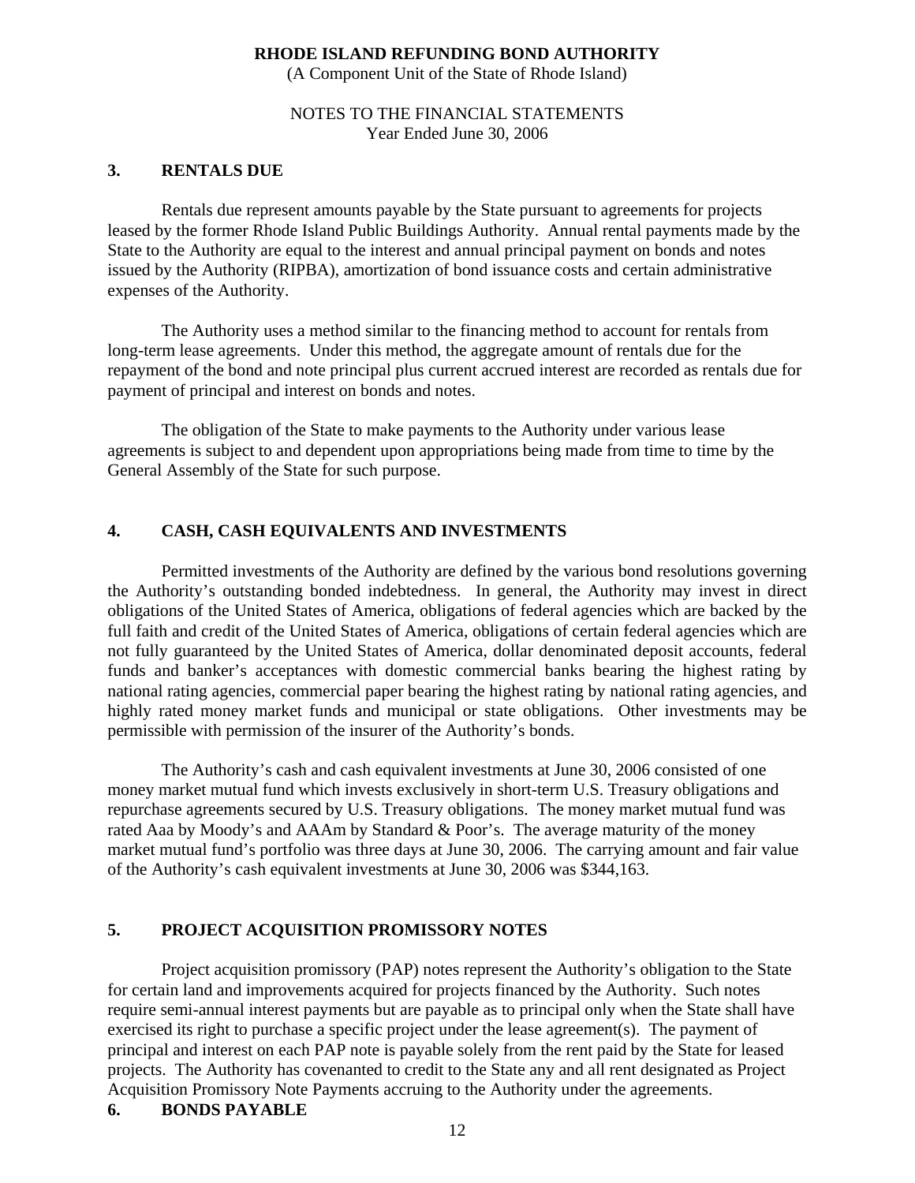## 3. RENTALS DUE

Rentals due represent amounts payable by the State pursuant to agreements for projects leased by the former Rhode Island Public Buildings Authority. Annual rental payments made by the State to the Authority are equal to the interest and annual principal payment on bonds and notes issued by the Authority (RIPBA), amortization of bond issuance costs and certain administrative expenses of the Authority.

The Authority uses a method similar to the financing method to account for rentals from long-term lease agreements. Under this method, the aggregate amount of rentals due for the repayment of the bond and note principal plus current accrued interest are recorded as rentals due for payment of principal and interest on bonds and notes.

The obligation of the State to make payments to the Authority under various lease agreements is subject to and dependent upon appropriations being made from time to time by the General Assembly of the State for such purpose.

## 4. CASH, CASH EQUIVALENTS AND INVESTMENTS

Permitted investments of the Authority are defined by the various bond resolutions governing the Authority's outstanding bonded indebtedness. In general, the Authority may invest in direct obligations of the United States of America, obligations of federal agencies which are backed by the full faith and credit of the United States of America, obligations of certain federal agencies which are not fully guaranteed by the United States of America, dollar denominated deposit accounts, federal funds and banker's acceptances with domestic commercial banks bearing the highest rating by national rating agencies, commercial paper bearing the highest rating by national rating agencies, and highly rated money market funds and municipal or state obligations. Other investments may be permissible with permission of the insurer of the Authority's bonds.

The Authority's cash and cash equivalent investments at June 30, 2006 consisted of one money market mutual fund which invests exclusively in short-term U.S. Treasury obligations and repurchase agreements secured by U.S. Treasury obligations. The money market mutual fund was rated Aaa by Moody's and AAAm by Standard & Poor's. The average maturity of the money market mutual fund's portfolio was three days at June 30, 2006. The carrying amount and fair value of the Authority's cash equivalent investments at June 30, 2006 was $344,163.

## 5. PROJECT ACQUISITION PROMISSORY NOTES

Project acquisition promissory (PAP) notes represent the Authority's obligation to the State for certain land and improvements acquired for projects financed by the Authority. Such notes require semi-annual interest payments but are payable as to principal only when the State shall have exercised its right to purchase a specific project under the lease agreement(s). The payment of principal and interest on each PAP note is payable solely from the rent paid by the State for leased projects. The Authority has covenanted to credit to the State any and all rent designated as Project Acquisition Promissory Note Payments accruing to the Authority under the agreements.

## 6. BONDS PAYABLE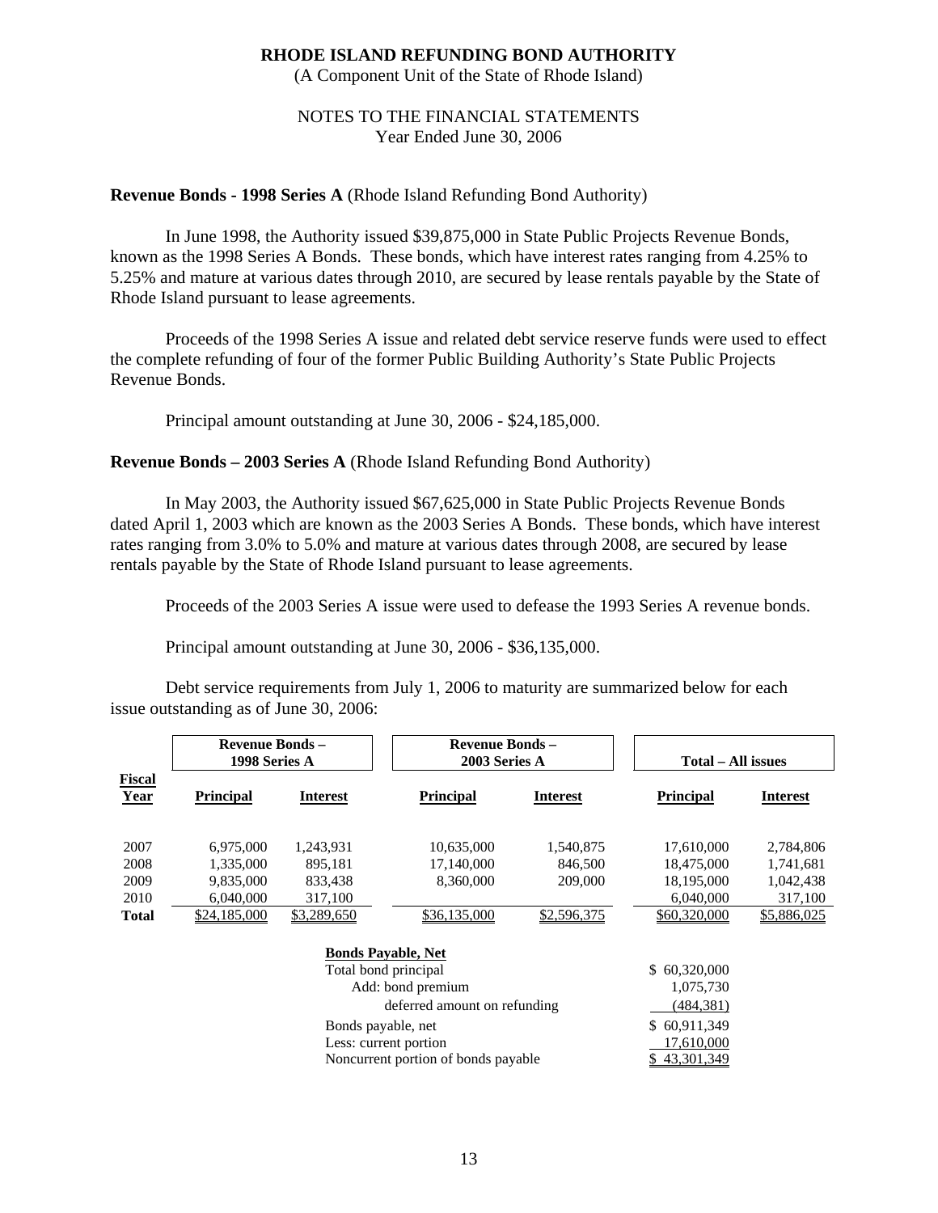**RHODE ISLAND REFUNDING BOND AUTHORITY**
(A Component Unit of the State of Rhode Island)

NOTES TO THE FINANCIAL STATEMENTS
Year Ended June 30, 2006

**Revenue Bonds - 1998 Series A** (Rhode Island Refunding Bond Authority)

In June 1998, the Authority issued $39,875,000 in State Public Projects Revenue Bonds, known as the 1998 Series A Bonds. These bonds, which have interest rates ranging from 4.25% to 5.25% and mature at various dates through 2010, are secured by lease rentals payable by the State of Rhode Island pursuant to lease agreements.

Proceeds of the 1998 Series A issue and related debt service reserve funds were used to effect the complete refunding of four of the former Public Building Authority's State Public Projects Revenue Bonds.

Principal amount outstanding at June 30, 2006 - $24,185,000.

**Revenue Bonds – 2003 Series A** (Rhode Island Refunding Bond Authority)

In May 2003, the Authority issued $67,625,000 in State Public Projects Revenue Bonds dated April 1, 2003 which are known as the 2003 Series A Bonds. These bonds, which have interest rates ranging from 3.0% to 5.0% and mature at various dates through 2008, are secured by lease rentals payable by the State of Rhode Island pursuant to lease agreements.

Proceeds of the 2003 Series A issue were used to defease the 1993 Series A revenue bonds.

Principal amount outstanding at June 30, 2006 - $36,135,000.

Debt service requirements from July 1, 2006 to maturity are summarized below for each issue outstanding as of June 30, 2006:

| | Revenue Bonds – 1998 Series A | | Revenue Bonds – 2003 Series A | | Total – All issues | |
|---|---|---|---|---|---|---|
| **Fiscal Year** | **Principal** | **Interest** | **Principal** | **Interest** | **Principal** | **Interest** |
| 2007 | 6,975,000 | 1,243,931 | 10,635,000 | 1,540,875 | 17,610,000 | 2,784,806 |
| 2008 | 1,335,000 | 895,181 | 17,140,000 | 846,500 | 18,475,000 | 1,741,681 |
| 2009 | 9,835,000 | 833,438 | 8,360,000 | 209,000 | 18,195,000 | 1,042,438 |
| 2010 | 6,040,000 | 317,100 | | | 6,040,000 | 317,100 |
| **Total** | $24,185,000 | $3,289,650 | $36,135,000 | $2,596,375 | $60,320,000 | $5,886,025 |

| **Bonds Payable, Net** | |
|---|---|
| Total bond principal | $ 60,320,000 |
| Add: bond premium | 1,075,730 |
| deferred amount on refunding | (484,381) |
| Bonds payable, net | $ 60,911,349 |
| Less: current portion | 17,610,000 |
| Noncurrent portion of bonds payable | $ 43,301,349 |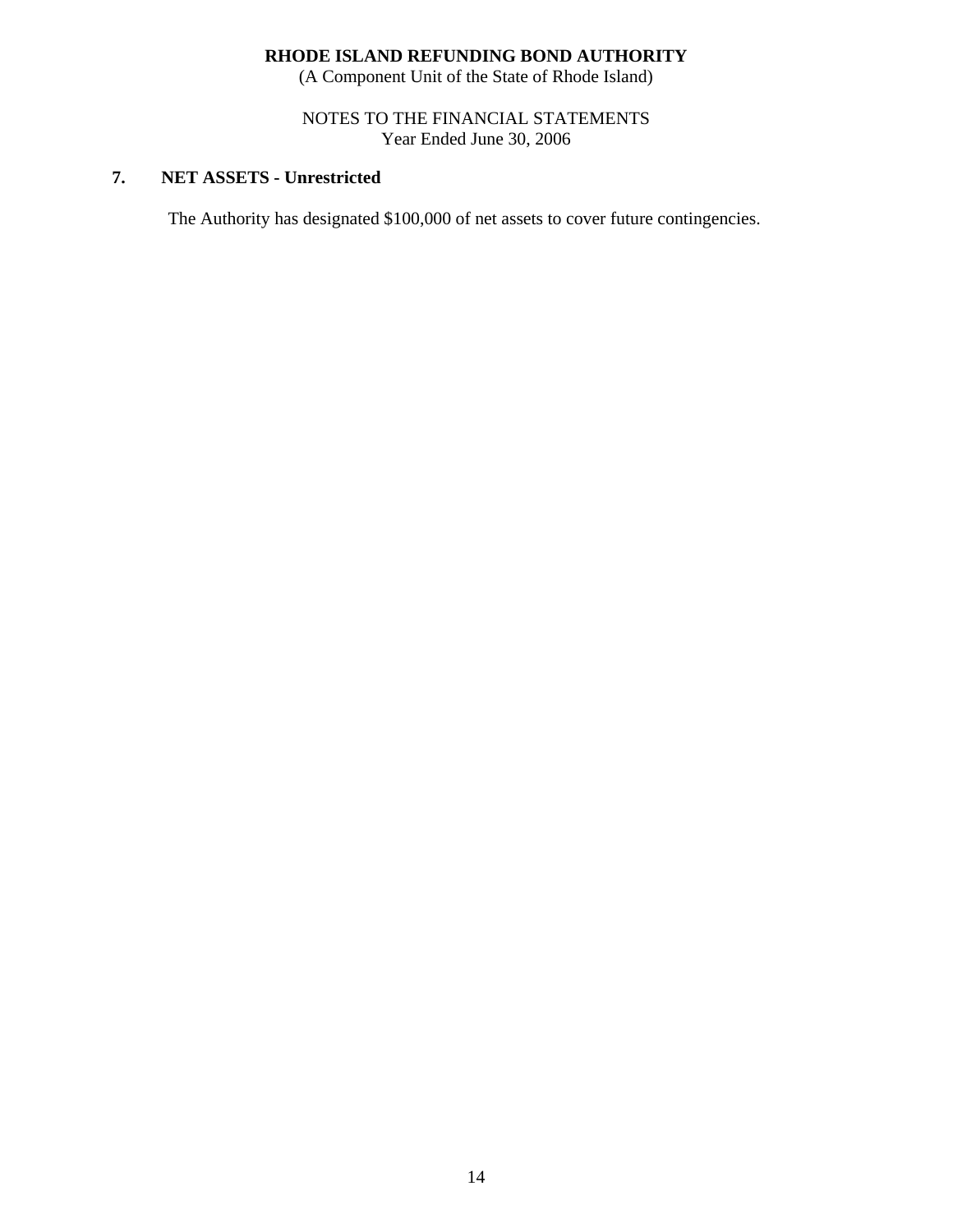**RHODE ISLAND REFUNDING BOND AUTHORITY**
(A Component Unit of the State of Rhode Island)

NOTES TO THE FINANCIAL STATEMENTS
Year Ended June 30, 2006

## 7. NET ASSETS - Unrestricted

The Authority has designated $100,000 of net assets to cover future contingencies.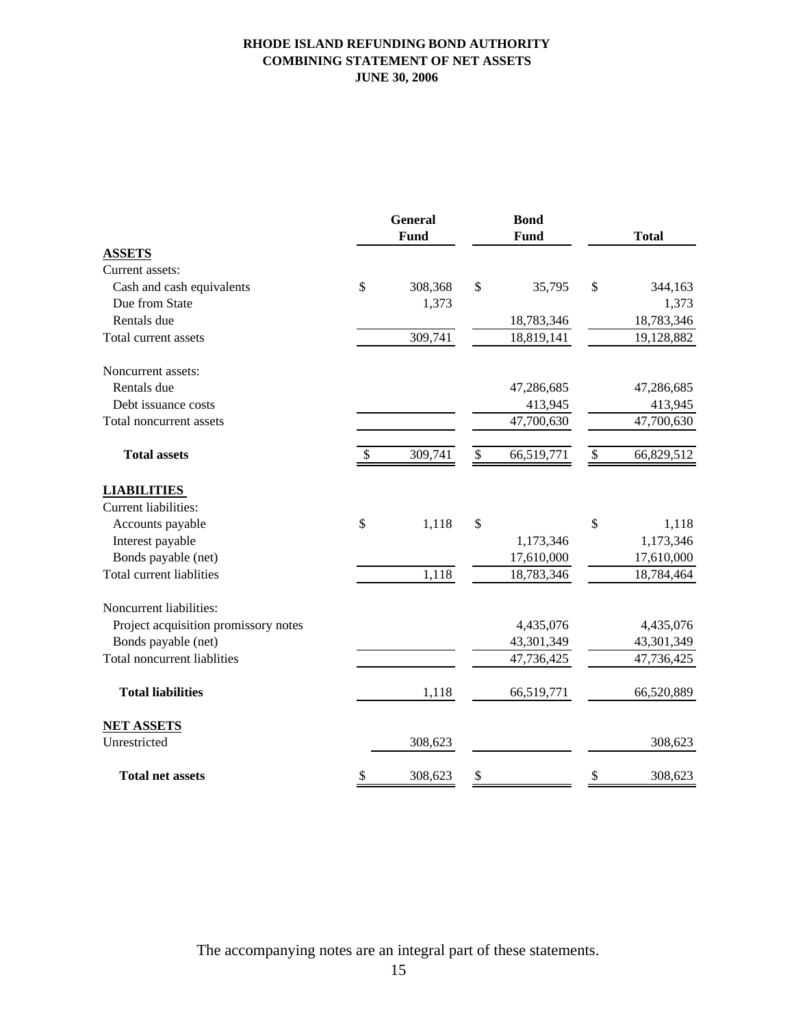# RHODE ISLAND REFUNDING BOND AUTHORITY
## COMBINING STATEMENT OF NET ASSETS
### JUNE 30, 2006

| | General Fund | Bond Fund | Total |
|---|---|---|---|
| **ASSETS** | | | |
| Current assets: | | | |
| Cash and cash equivalents | $ 308,368 | $ 35,795 | $ 344,163 |
| Due from State | 1,373 | | 1,373 |
| Rentals due | | 18,783,346 | 18,783,346 |
| Total current assets | 309,741 | 18,819,141 | 19,128,882 |
| Noncurrent assets: | | | |
| Rentals due | | 47,286,685 | 47,286,685 |
| Debt issuance costs | | 413,945 | 413,945 |
| Total noncurrent assets | | 47,700,630 | 47,700,630 |
| **Total assets** | $ 309,741 | $ 66,519,771 | $ 66,829,512 |
| **LIABILITIES** | | | |
| Current liabilities: | | | |
| Accounts payable | $ 1,118 | $ | $ 1,118 |
| Interest payable | | 1,173,346 | 1,173,346 |
| Bonds payable (net) | | 17,610,000 | 17,610,000 |
| Total current liablities | 1,118 | 18,783,346 | 18,784,464 |
| Noncurrent liabilities: | | | |
| Project acquisition promissory notes | | 4,435,076 | 4,435,076 |
| Bonds payable (net) | | 43,301,349 | 43,301,349 |
| Total noncurrent liablities | | 47,736,425 | 47,736,425 |
| **Total liabilities** | 1,118 | 66,519,771 | 66,520,889 |
| **NET ASSETS** | | | |
| Unrestricted | 308,623 | | 308,623 |
| **Total net assets** | $ 308,623 | $ | $ 308,623 |

The accompanying notes are an integral part of these statements.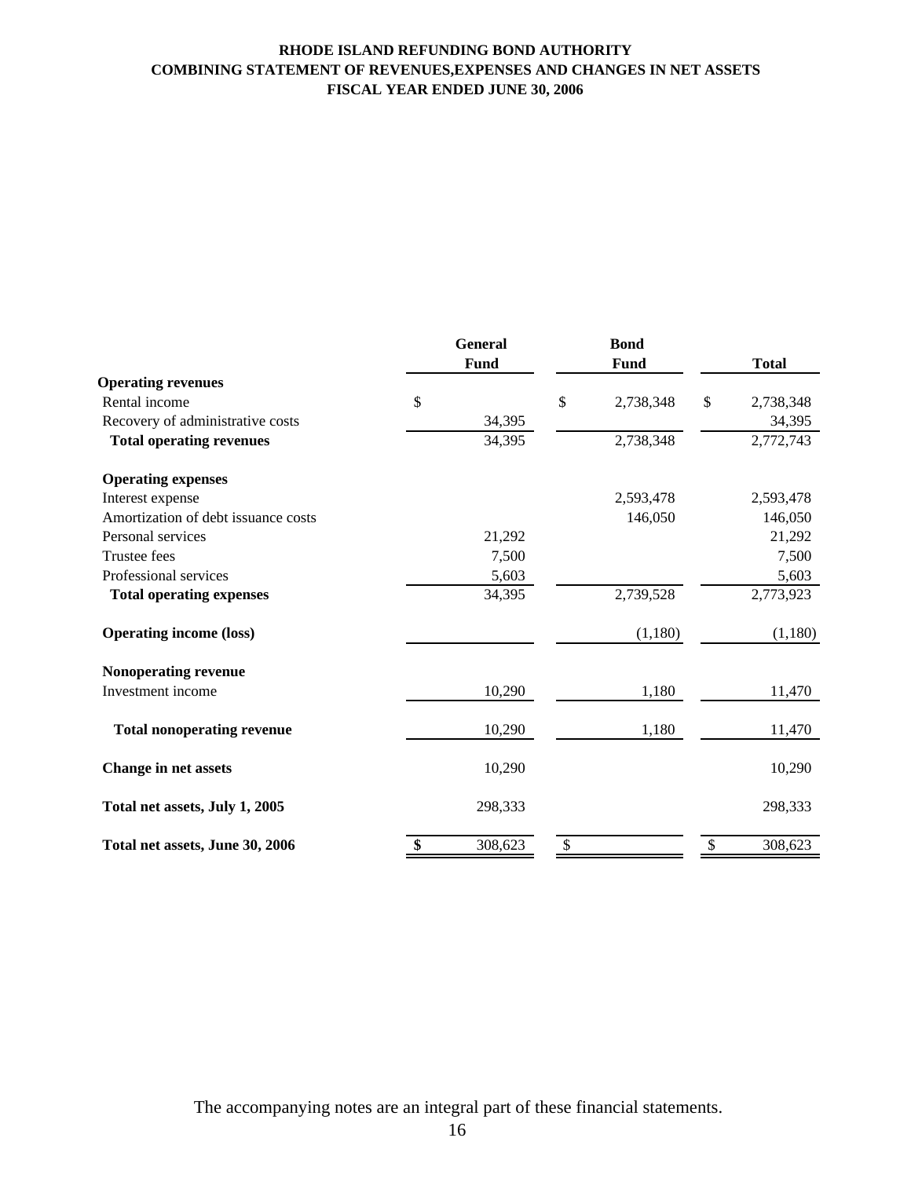**RHODE ISLAND REFUNDING BOND AUTHORITY**
**COMBINING STATEMENT OF REVENUES,EXPENSES AND CHANGES IN NET ASSETS**
**FISCAL YEAR ENDED JUNE 30, 2006**

| | General Fund | Bond Fund | Total |
|---|---|---|---|
| **Operating revenues** | | | |
| Rental income | $ | $ 2,738,348 | $ 2,738,348 |
| Recovery of administrative costs | 34,395 | | 34,395 |
| **Total operating revenues** | 34,395 | 2,738,348 | 2,772,743 |
| **Operating expenses** | | | |
| Interest expense | | 2,593,478 | 2,593,478 |
| Amortization of debt issuance costs | | 146,050 | 146,050 |
| Personal services | 21,292 | | 21,292 |
| Trustee fees | 7,500 | | 7,500 |
| Professional services | 5,603 | | 5,603 |
| **Total operating expenses** | 34,395 | 2,739,528 | 2,773,923 |
| **Operating income (loss)** | | (1,180) | (1,180) |
| **Nonoperating revenue** | | | |
| Investment income | 10,290 | 1,180 | 11,470 |
| **Total nonoperating revenue** | 10,290 | 1,180 | 11,470 |
| **Change in net assets** | 10,290 | | 10,290 |
| **Total net assets, July 1, 2005** | 298,333 | | 298,333 |
| **Total net assets, June 30, 2006** | $ 308,623 | $ | $ 308,623 |

The accompanying notes are an integral part of these financial statements.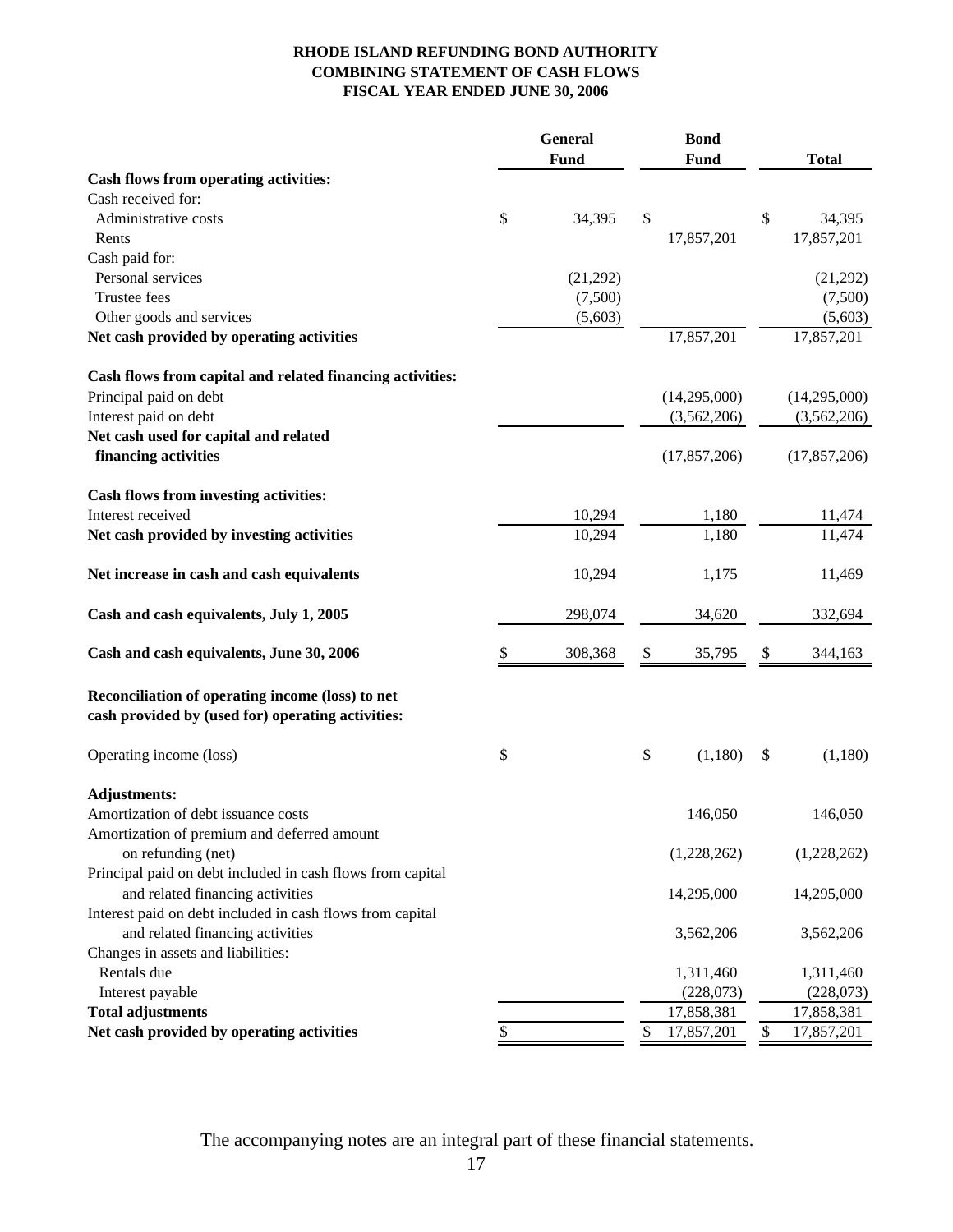# RHODE ISLAND REFUNDING BOND AUTHORITY
## COMBINING STATEMENT OF CASH FLOWS
### FISCAL YEAR ENDED JUNE 30, 2006

| | General Fund | Bond Fund | Total |
|---|---|---|---|
| **Cash flows from operating activities:** | | | |
| Cash received for: | | | |
| Administrative costs | $ 34,395 | $ | $ 34,395 |
| Rents | | 17,857,201 | 17,857,201 |
| Cash paid for: | | | |
| Personal services | (21,292) | | (21,292) |
| Trustee fees | (7,500) | | (7,500) |
| Other goods and services | (5,603) | | (5,603) |
| **Net cash provided by operating activities** | | 17,857,201 | 17,857,201 |
| | | | |
| **Cash flows from capital and related financing activities:** | | | |
| Principal paid on debt | | (14,295,000) | (14,295,000) |
| Interest paid on debt | | (3,562,206) | (3,562,206) |
| **Net cash used for capital and related financing activities** | | (17,857,206) | (17,857,206) |
| | | | |
| **Cash flows from investing activities:** | | | |
| Interest received | 10,294 | 1,180 | 11,474 |
| **Net cash provided by investing activities** | 10,294 | 1,180 | 11,474 |
| | | | |
| **Net increase in cash and cash equivalents** | 10,294 | 1,175 | 11,469 |
| | | | |
| **Cash and cash equivalents, July 1, 2005** | 298,074 | 34,620 | 332,694 |
| | | | |
| **Cash and cash equivalents, June 30, 2006** | $ 308,368 | $ 35,795 | $ 344,163 |
| | | | |
| **Reconciliation of operating income (loss) to net cash provided by (used for) operating activities:** | | | |
| | | | |
| Operating income (loss) | $ | $ (1,180) | $ (1,180) |
| | | | |
| **Adjustments:** | | | |
| Amortization of debt issuance costs | | 146,050 | 146,050 |
| Amortization of premium and deferred amount on refunding (net) | | (1,228,262) | (1,228,262) |
| Principal paid on debt included in cash flows from capital and related financing activities | | 14,295,000 | 14,295,000 |
| Interest paid on debt included in cash flows from capital and related financing activities | | 3,562,206 | 3,562,206 |
| Changes in assets and liabilities: | | | |
| Rentals due | | 1,311,460 | 1,311,460 |
| Interest payable | | (228,073) | (228,073) |
| **Total adjustments** | | 17,858,381 | 17,858,381 |
| **Net cash provided by operating activities** | $ | $ 17,857,201 | $ 17,857,201 |

The accompanying notes are an integral part of these financial statements.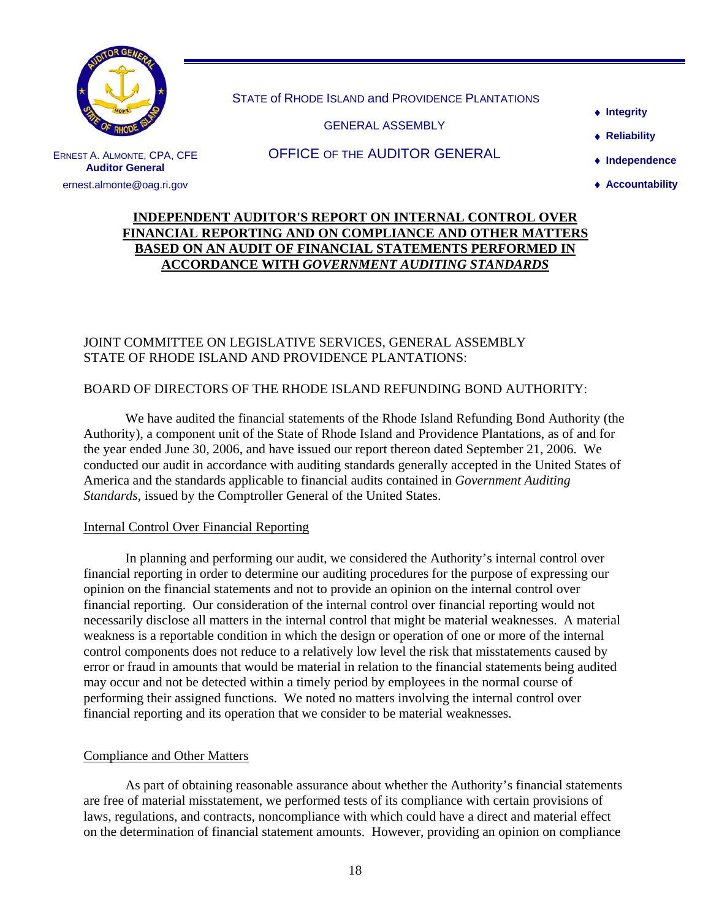STATE of RHODE ISLAND and PROVIDENCE PLANTATIONS

GENERAL ASSEMBLY

OFFICE OF THE AUDITOR GENERAL

ERNEST A. ALMONTE, CPA, CFE
**Auditor General**
ernest.almonte@oag.ri.gov

- **Integrity**
- **Reliability**
- **Independence**
- **Accountability**

# INDEPENDENT AUDITOR'S REPORT ON INTERNAL CONTROL OVER FINANCIAL REPORTING AND ON COMPLIANCE AND OTHER MATTERS BASED ON AN AUDIT OF FINANCIAL STATEMENTS PERFORMED IN ACCORDANCE WITH *GOVERNMENT AUDITING STANDARDS*

JOINT COMMITTEE ON LEGISLATIVE SERVICES, GENERAL ASSEMBLY
STATE OF RHODE ISLAND AND PROVIDENCE PLANTATIONS:

BOARD OF DIRECTORS OF THE RHODE ISLAND REFUNDING BOND AUTHORITY:

We have audited the financial statements of the Rhode Island Refunding Bond Authority (the Authority), a component unit of the State of Rhode Island and Providence Plantations, as of and for the year ended June 30, 2006, and have issued our report thereon dated September 21, 2006. We conducted our audit in accordance with auditing standards generally accepted in the United States of America and the standards applicable to financial audits contained in *Government Auditing Standards*, issued by the Comptroller General of the United States.

## Internal Control Over Financial Reporting

In planning and performing our audit, we considered the Authority's internal control over financial reporting in order to determine our auditing procedures for the purpose of expressing our opinion on the financial statements and not to provide an opinion on the internal control over financial reporting. Our consideration of the internal control over financial reporting would not necessarily disclose all matters in the internal control that might be material weaknesses. A material weakness is a reportable condition in which the design or operation of one or more of the internal control components does not reduce to a relatively low level the risk that misstatements caused by error or fraud in amounts that would be material in relation to the financial statements being audited may occur and not be detected within a timely period by employees in the normal course of performing their assigned functions. We noted no matters involving the internal control over financial reporting and its operation that we consider to be material weaknesses.

## Compliance and Other Matters

As part of obtaining reasonable assurance about whether the Authority's financial statements are free of material misstatement, we performed tests of its compliance with certain provisions of laws, regulations, and contracts, noncompliance with which could have a direct and material effect on the determination of financial statement amounts. However, providing an opinion on compliance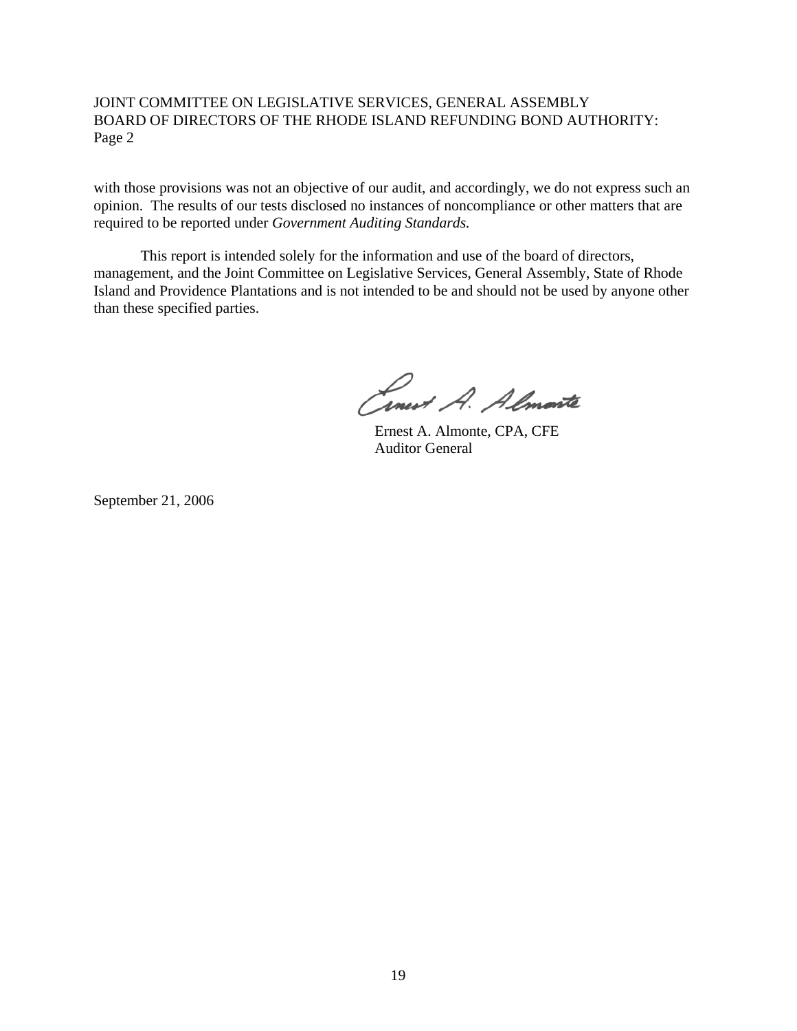JOINT COMMITTEE ON LEGISLATIVE SERVICES, GENERAL ASSEMBLY
BOARD OF DIRECTORS OF THE RHODE ISLAND REFUNDING BOND AUTHORITY:
Page 2

with those provisions was not an objective of our audit, and accordingly, we do not express such an opinion. The results of our tests disclosed no instances of noncompliance or other matters that are required to be reported under *Government Auditing Standards.*

This report is intended solely for the information and use of the board of directors, management, and the Joint Committee on Legislative Services, General Assembly, State of Rhode Island and Providence Plantations and is not intended to be and should not be used by anyone other than these specified parties.

Ernest A. Almonte, CPA, CFE
Auditor General

September 21, 2006